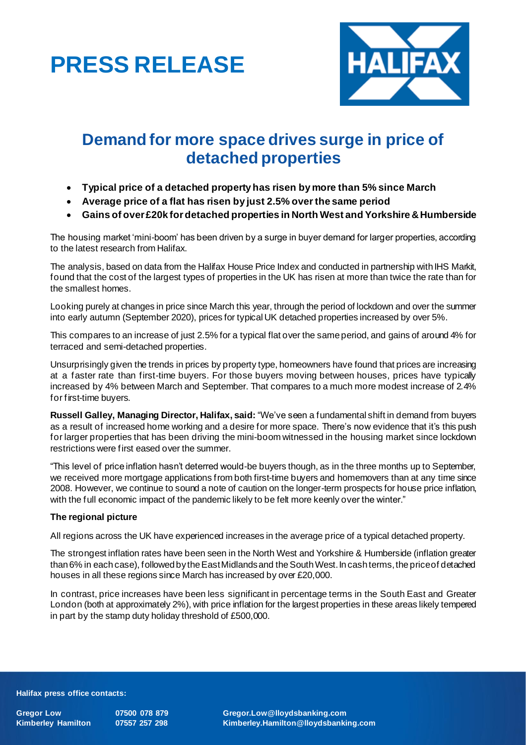# PRESS RELEASE

## Demand for more space drives surge in price of detached properties

- **Typical price of a detached property has risen by more than 5% since March**
- **Average price of a flat has risen by just 2.5% over the same period**
- **Gains of over £20k for detached properties in North West and Yorkshire & Humberside**

The housing market 'mini-boom' has been driven by a surge in buyer demand for larger properties, according to the latest research from Halifax.

The analysis, based on data from the Halifax House Price Index and conducted in partnership with IHS Markit, found that the cost of the largest types of properties in the UK has risen at more than twice the rate than for the smallest homes.

Looking purely at changes in price since March this year, through the period of lockdown and over the summer into early autumn (September 2020), prices for typical UK detached properties increased by over 5%.

This compares to an increase of just 2.5% for a typical flat over the same period, and gains of around 4% for terraced and semi-detached properties.

Unsurprisingly given the trends in prices by property type, homeowners have found that prices are increasing at a faster rate than first-time buyers. For those buyers moving between houses, prices have typically increased by 4% between March and September. That compares to a much more modest increase of 2.4% for first-time buyers.

**Russell Galley, Managing Director, Halifax, said:** "We've seen a fundamental shift in demand from buyers as a result of increased home working and a desire for more space. There's now evidence that it's this push for larger properties that has been driving the mini-boom witnessed in the housing market since lockdown restrictions were first eased over the summer.

"This level of price inflation hasn't deterred would-be buyers though, as in the three months up to September, we received more mortgage applications from both first-time buyers and homemovers than at any time since 2008. However, we continue to sound a note of caution on the longer-term prospects for house price inflation, with the full economic impact of the pandemic likely to be felt more keenly over the winter."

### The regional picture

All regions across the UK have experienced increases in the average price of a typical detached property.

The strongest inflation rates have been seen in the North West and Yorkshire & Humberside (inflation greater than 6% in each case), followed by the East Midlands and the South West. In cash terms, the price of detached houses in all these regions since March has increased by over £20,000.

In contrast, price increases have been less significant in percentage terms in the South East and Greater London (both at approximately 2%), with price inflation for the largest properties in these areas likely tempered in part by the stamp duty holiday threshold of £500,000.

**Halifax press office contacts:**

| | | |
|---|---|---|
| **Gregor Low** | **07500 078 879** | **Gregor.Low@lloydsbanking.com** |
| **Kimberley Hamilton** | **07557 257 298** | **Kimberley.Hamilton@lloydsbanking.com** |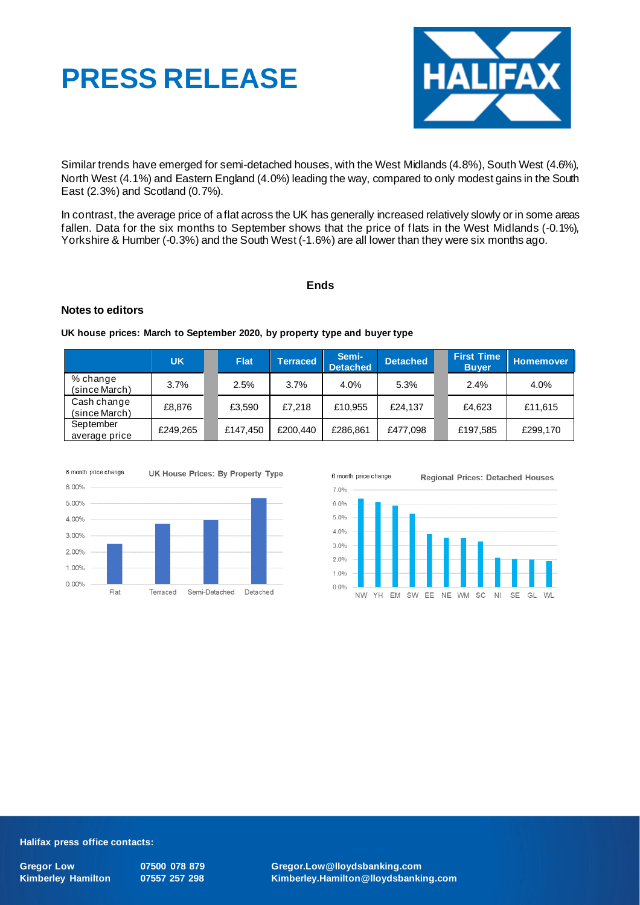# PRESS RELEASE

Similar trends have emerged for semi-detached houses, with the West Midlands (4.8%), South West (4.6%), North West (4.1%) and Eastern England (4.0%) leading the way, compared to only modest gains in the South East (2.3%) and Scotland (0.7%).

In contrast, the average price of a flat across the UK has generally increased relatively slowly or in some areas fallen. Data for the six months to September shows that the price of flats in the West Midlands (-0.1%), Yorkshire & Humber (-0.3%) and the South West (-1.6%) are all lower than they were six months ago.

**Ends**

### Notes to editors

**UK house prices: March to September 2020, by property type and buyer type**

| | UK | Flat | Terraced | Semi-Detached | Detached | First Time Buyer | Homemover |
|---|---|---|---|---|---|---|---|
| % change (since March) | 3.7% | 2.5% | 3.7% | 4.0% | 5.3% | 2.4% | 4.0% |
| Cash change (since March) | £8,876 | £3,590 | £7,218 | £10,955 | £24,137 | £4,623 | £11,615 |
| September average price | £249,265 | £147,450 | £200,440 | £286,861 | £477,098 | £197,585 | £299,170 |

**Halifax press office contacts:**

| | | |
|---|---|---|
| Gregor Low | 07500 078 879 | Gregor.Low@lloydsbanking.com |
| Kimberley Hamilton | 07557 257 298 | Kimberley.Hamilton@lloydsbanking.com |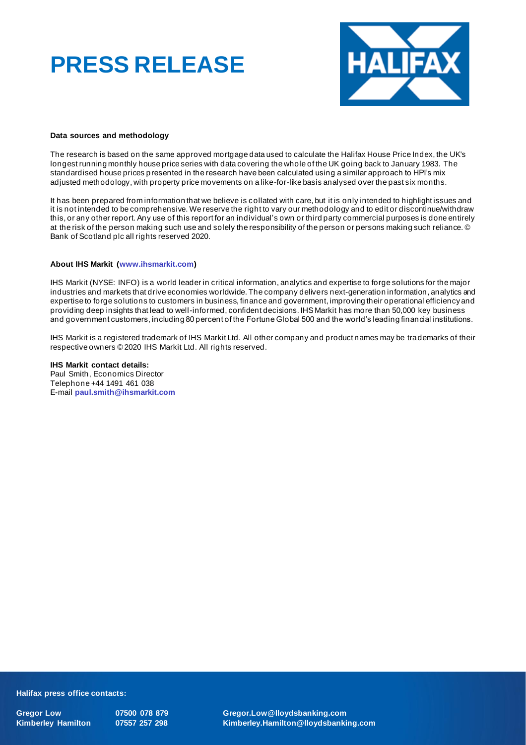# PRESS RELEASE

**Data sources and methodology**

The research is based on the same approved mortgage data used to calculate the Halifax House Price Index, the UK's longest running monthly house price series with data covering the whole of the UK going back to January 1983. The standardised house prices presented in the research have been calculated using a similar approach to HPI's mix adjusted methodology, with property price movements on a like-for-like basis analysed over the past six months.

It has been prepared from information that we believe is collated with care, but it is only intended to highlight issues and it is not intended to be comprehensive. We reserve the right to vary our methodology and to edit or discontinue/withdraw this, or any other report. Any use of this report for an individual's own or third party commercial purposes is done entirely at the risk of the person making such use and solely the responsibility of the person or persons making such reliance. © Bank of Scotland plc all rights reserved 2020.

**About IHS Markit (www.ihsmarkit.com)**

IHS Markit (NYSE: INFO) is a world leader in critical information, analytics and expertise to forge solutions for the major industries and markets that drive economies worldwide. The company delivers next-generation information, analytics and expertise to forge solutions to customers in business, finance and government, improving their operational efficiency and providing deep insights that lead to well-informed, confident decisions. IHS Markit has more than 50,000 key business and government customers, including 80 percent of the Fortune Global 500 and the world's leading financial institutions.

IHS Markit is a registered trademark of IHS Markit Ltd. All other company and product names may be trademarks of their respective owners © 2020 IHS Markit Ltd. All rights reserved.

**IHS Markit contact details:**
Paul Smith, Economics Director
Telephone +44 1491 461 038
E-mail **paul.smith@ihsmarkit.com**

**Halifax press office contacts:**

| | | |
|---|---|---|
| **Gregor Low** | **07500 078 879** | **Gregor.Low@lloydsbanking.com** |
| **Kimberley Hamilton** | **07557 257 298** | **Kimberley.Hamilton@lloydsbanking.com** |